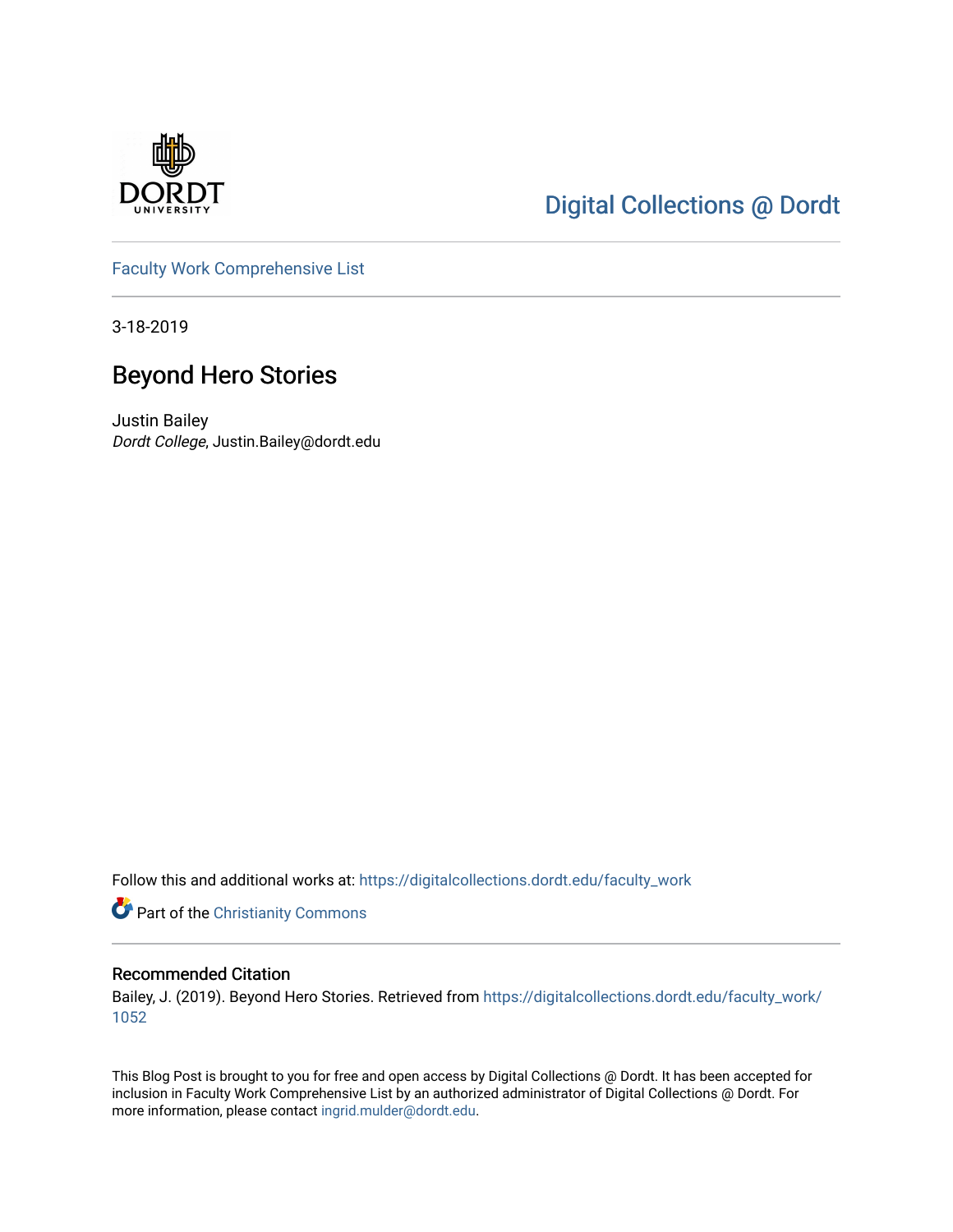Digital Collections @ Dordt

Faculty Work Comprehensive List

3-18-2019

# Beyond Hero Stories

Justin Bailey
*Dordt College*, Justin.Bailey@dordt.edu

Follow this and additional works at: https://digitalcollections.dordt.edu/faculty_work

Part of the Christianity Commons

## Recommended Citation

Bailey, J. (2019). Beyond Hero Stories. Retrieved from https://digitalcollections.dordt.edu/faculty_work/1052

This Blog Post is brought to you for free and open access by Digital Collections @ Dordt. It has been accepted for inclusion in Faculty Work Comprehensive List by an authorized administrator of Digital Collections @ Dordt. For more information, please contact ingrid.mulder@dordt.edu.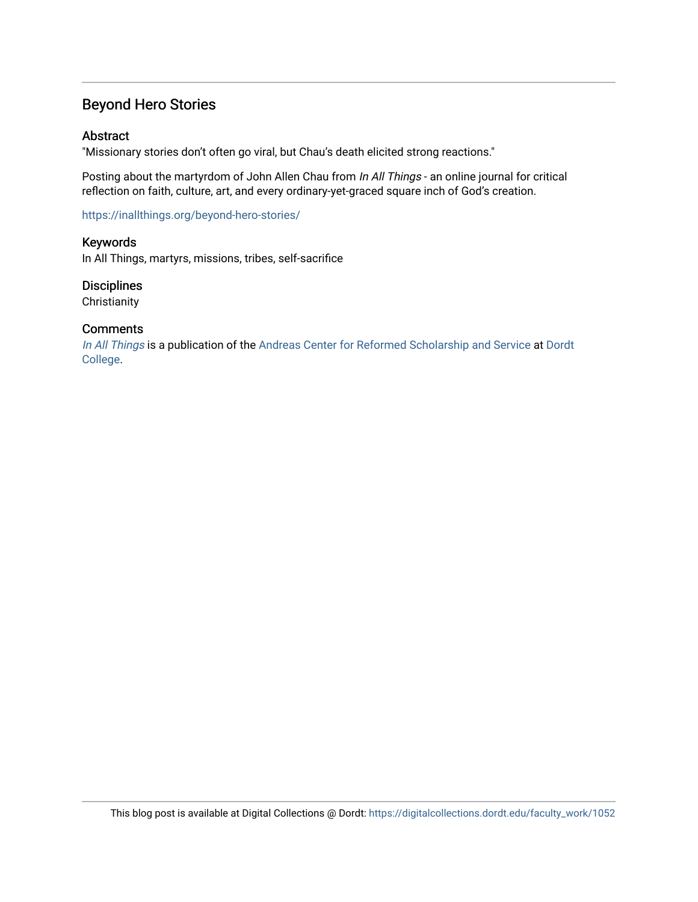## Beyond Hero Stories

### Abstract

"Missionary stories don't often go viral, but Chau's death elicited strong reactions."

Posting about the martyrdom of John Allen Chau from *In All Things* - an online journal for critical reflection on faith, culture, art, and every ordinary-yet-graced square inch of God's creation.

https://inallthings.org/beyond-hero-stories/

### Keywords

In All Things, martyrs, missions, tribes, self-sacrifice

### Disciplines

Christianity

### Comments

*In All Things* is a publication of the Andreas Center for Reformed Scholarship and Service at Dordt College.

This blog post is available at Digital Collections @ Dordt: https://digitalcollections.dordt.edu/faculty_work/1052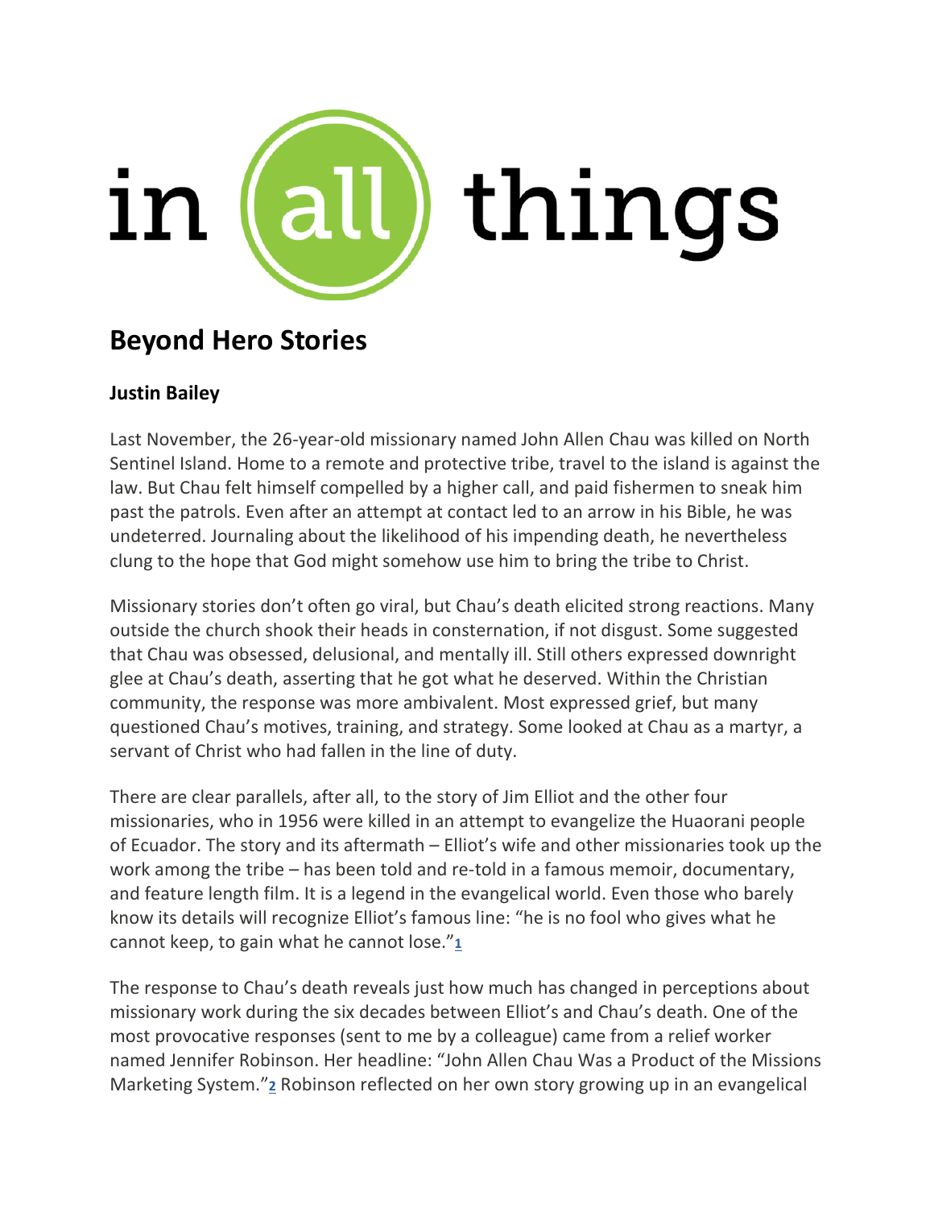in all things

## Beyond Hero Stories

**Justin Bailey**

Last November, the 26-year-old missionary named John Allen Chau was killed on North Sentinel Island. Home to a remote and protective tribe, travel to the island is against the law. But Chau felt himself compelled by a higher call, and paid fishermen to sneak him past the patrols. Even after an attempt at contact led to an arrow in his Bible, he was undeterred. Journaling about the likelihood of his impending death, he nevertheless clung to the hope that God might somehow use him to bring the tribe to Christ.

Missionary stories don't often go viral, but Chau's death elicited strong reactions. Many outside the church shook their heads in consternation, if not disgust. Some suggested that Chau was obsessed, delusional, and mentally ill. Still others expressed downright glee at Chau's death, asserting that he got what he deserved. Within the Christian community, the response was more ambivalent. Most expressed grief, but many questioned Chau's motives, training, and strategy. Some looked at Chau as a martyr, a servant of Christ who had fallen in the line of duty.

There are clear parallels, after all, to the story of Jim Elliot and the other four missionaries, who in 1956 were killed in an attempt to evangelize the Huaorani people of Ecuador. The story and its aftermath – Elliot's wife and other missionaries took up the work among the tribe – has been told and re-told in a famous memoir, documentary, and feature length film. It is a legend in the evangelical world. Even those who barely know its details will recognize Elliot's famous line: "he is no fool who gives what he cannot keep, to gain what he cannot lose."[1]

The response to Chau's death reveals just how much has changed in perceptions about missionary work during the six decades between Elliot's and Chau's death. One of the most provocative responses (sent to me by a colleague) came from a relief worker named Jennifer Robinson. Her headline: "John Allen Chau Was a Product of the Missions Marketing System."[2] Robinson reflected on her own story growing up in an evangelical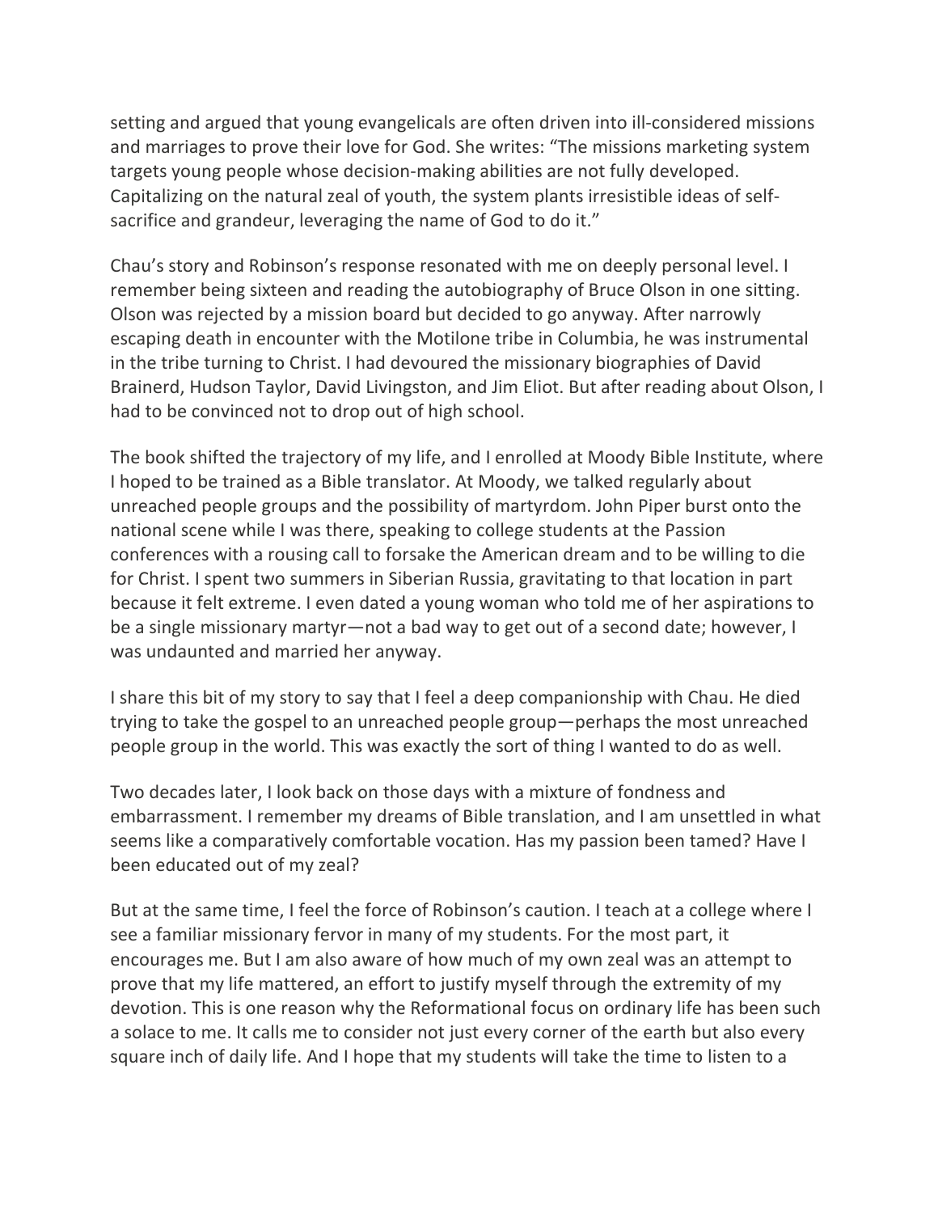setting and argued that young evangelicals are often driven into ill-considered missions and marriages to prove their love for God. She writes: "The missions marketing system targets young people whose decision-making abilities are not fully developed. Capitalizing on the natural zeal of youth, the system plants irresistible ideas of self-sacrifice and grandeur, leveraging the name of God to do it."

Chau's story and Robinson's response resonated with me on deeply personal level. I remember being sixteen and reading the autobiography of Bruce Olson in one sitting. Olson was rejected by a mission board but decided to go anyway. After narrowly escaping death in encounter with the Motilone tribe in Columbia, he was instrumental in the tribe turning to Christ. I had devoured the missionary biographies of David Brainerd, Hudson Taylor, David Livingston, and Jim Eliot. But after reading about Olson, I had to be convinced not to drop out of high school.

The book shifted the trajectory of my life, and I enrolled at Moody Bible Institute, where I hoped to be trained as a Bible translator. At Moody, we talked regularly about unreached people groups and the possibility of martyrdom. John Piper burst onto the national scene while I was there, speaking to college students at the Passion conferences with a rousing call to forsake the American dream and to be willing to die for Christ. I spent two summers in Siberian Russia, gravitating to that location in part because it felt extreme. I even dated a young woman who told me of her aspirations to be a single missionary martyr—not a bad way to get out of a second date; however, I was undaunted and married her anyway.

I share this bit of my story to say that I feel a deep companionship with Chau. He died trying to take the gospel to an unreached people group—perhaps the most unreached people group in the world. This was exactly the sort of thing I wanted to do as well.

Two decades later, I look back on those days with a mixture of fondness and embarrassment. I remember my dreams of Bible translation, and I am unsettled in what seems like a comparatively comfortable vocation. Has my passion been tamed? Have I been educated out of my zeal?

But at the same time, I feel the force of Robinson's caution. I teach at a college where I see a familiar missionary fervor in many of my students. For the most part, it encourages me. But I am also aware of how much of my own zeal was an attempt to prove that my life mattered, an effort to justify myself through the extremity of my devotion. This is one reason why the Reformational focus on ordinary life has been such a solace to me. It calls me to consider not just every corner of the earth but also every square inch of daily life. And I hope that my students will take the time to listen to a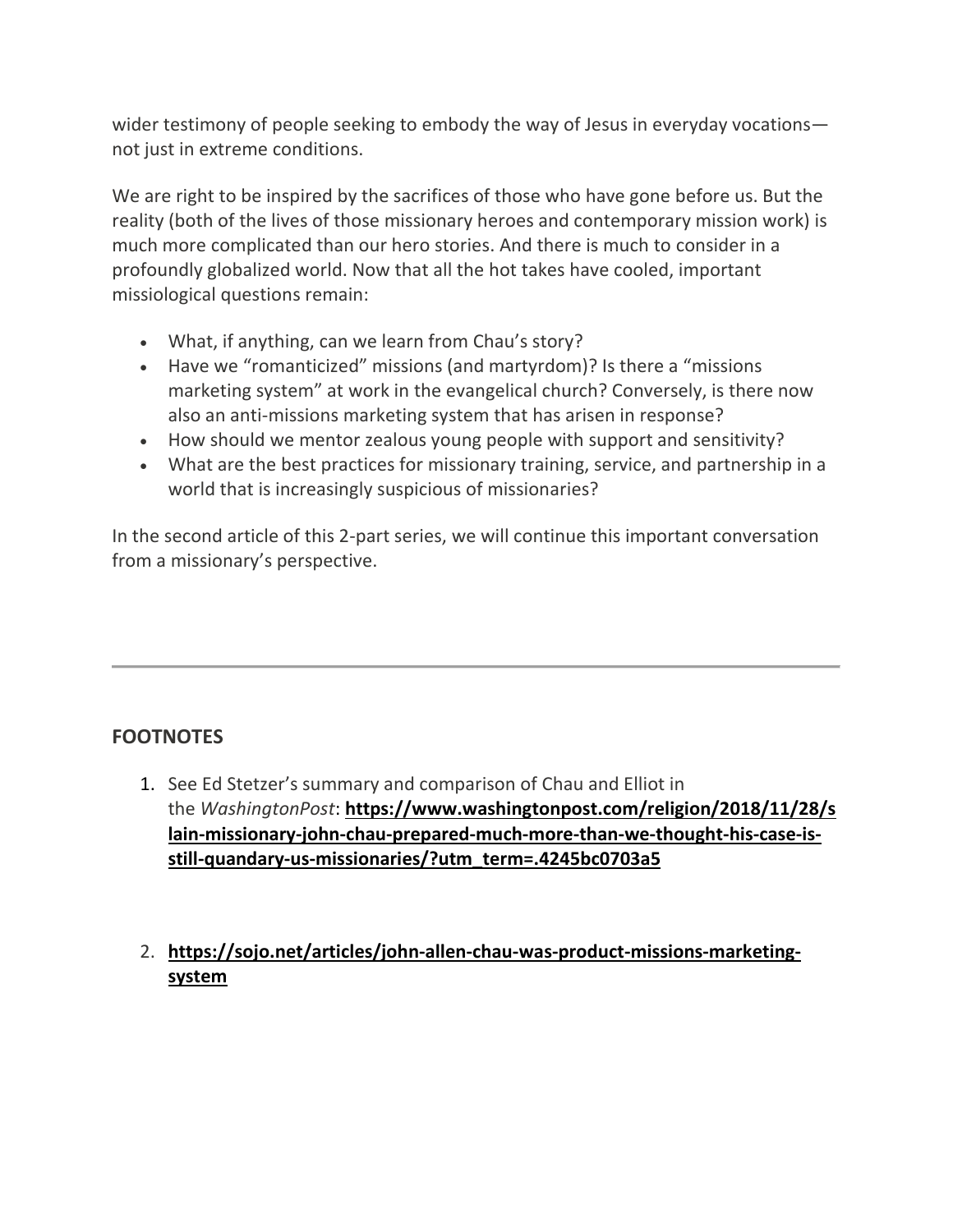wider testimony of people seeking to embody the way of Jesus in everyday vocations—not just in extreme conditions.

We are right to be inspired by the sacrifices of those who have gone before us. But the reality (both of the lives of those missionary heroes and contemporary mission work) is much more complicated than our hero stories. And there is much to consider in a profoundly globalized world. Now that all the hot takes have cooled, important missiological questions remain:

- What, if anything, can we learn from Chau's story?
- Have we "romanticized" missions (and martyrdom)? Is there a "missions marketing system" at work in the evangelical church? Conversely, is there now also an anti-missions marketing system that has arisen in response?
- How should we mentor zealous young people with support and sensitivity?
- What are the best practices for missionary training, service, and partnership in a world that is increasingly suspicious of missionaries?

In the second article of this 2-part series, we will continue this important conversation from a missionary's perspective.

---

## FOOTNOTES

1. See Ed Stetzer's summary and comparison of Chau and Elliot in the *WashingtonPost*: **https://www.washingtonpost.com/religion/2018/11/28/slain-missionary-john-chau-prepared-much-more-than-we-thought-his-case-is-still-quandary-us-missionaries/?utm_term=.4245bc0703a5**

2. **https://sojo.net/articles/john-allen-chau-was-product-missions-marketing-system**